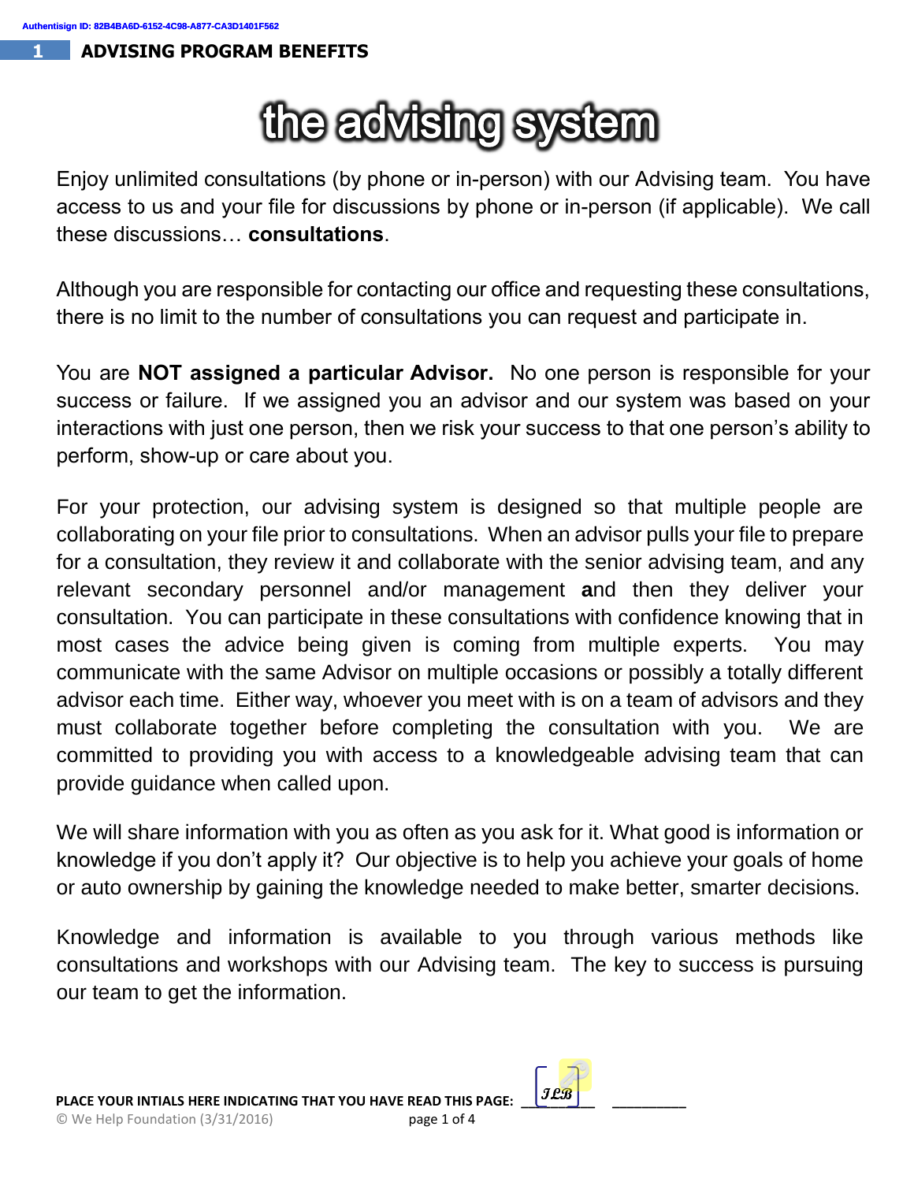Authentisign ID: 82B4BA6D-6152-4C98-A877-CA3D1401F562

## 1 ADVISING PROGRAM BENEFITS

# the advising system

Enjoy unlimited consultations (by phone or in-person) with our Advising team. You have access to us and your file for discussions by phone or in-person (if applicable). We call these discussions… **consultations**.

Although you are responsible for contacting our office and requesting these consultations, there is no limit to the number of consultations you can request and participate in.

You are **NOT assigned a particular Advisor.** No one person is responsible for your success or failure. If we assigned you an advisor and our system was based on your interactions with just one person, then we risk your success to that one person's ability to perform, show-up or care about you.

For your protection, our advising system is designed so that multiple people are collaborating on your file prior to consultations. When an advisor pulls your file to prepare for a consultation, they review it and collaborate with the senior advising team, and any relevant secondary personnel and/or management **a**nd then they deliver your consultation. You can participate in these consultations with confidence knowing that in most cases the advice being given is coming from multiple experts. You may communicate with the same Advisor on multiple occasions or possibly a totally different advisor each time. Either way, whoever you meet with is on a team of advisors and they must collaborate together before completing the consultation with you. We are committed to providing you with access to a knowledgeable advising team that can provide guidance when called upon.

We will share information with you as often as you ask for it. What good is information or knowledge if you don't apply it? Our objective is to help you achieve your goals of home or auto ownership by gaining the knowledge needed to make better, smarter decisions.

Knowledge and information is available to you through various methods like consultations and workshops with our Advising team. The key to success is pursuing our team to get the information.

**PLACE YOUR INTIALS HERE INDICATING THAT YOU HAVE READ THIS PAGE:** JLB ________

© We Help Foundation (3/31/2016)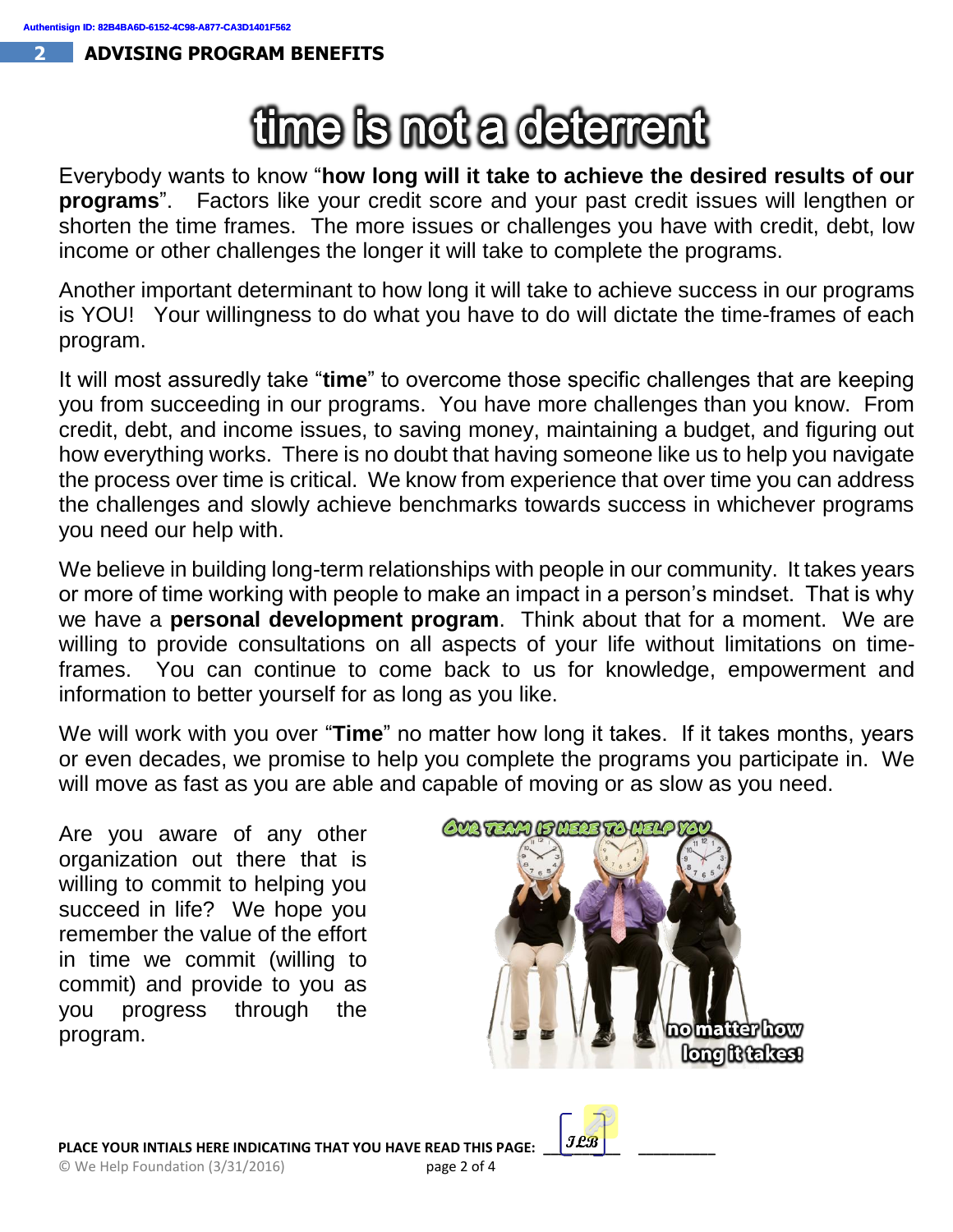## ADVISING PROGRAM BENEFITS

# time is not a deterrent

Everybody wants to know "**how long will it take to achieve the desired results of our programs**". Factors like your credit score and your past credit issues will lengthen or shorten the time frames. The more issues or challenges you have with credit, debt, low income or other challenges the longer it will take to complete the programs.

Another important determinant to how long it will take to achieve success in our programs is YOU! Your willingness to do what you have to do will dictate the time-frames of each program.

It will most assuredly take "**time**" to overcome those specific challenges that are keeping you from succeeding in our programs. You have more challenges than you know. From credit, debt, and income issues, to saving money, maintaining a budget, and figuring out how everything works. There is no doubt that having someone like us to help you navigate the process over time is critical. We know from experience that over time you can address the challenges and slowly achieve benchmarks towards success in whichever programs you need our help with.

We believe in building long-term relationships with people in our community. It takes years or more of time working with people to make an impact in a person's mindset. That is why we have a **personal development program**. Think about that for a moment. We are willing to provide consultations on all aspects of your life without limitations on time-frames. You can continue to come back to us for knowledge, empowerment and information to better yourself for as long as you like.

We will work with you over "**Time**" no matter how long it takes. If it takes months, years or even decades, we promise to help you complete the programs you participate in. We will move as fast as you are able and capable of moving or as slow as you need.

Are you aware of any other organization out there that is willing to commit to helping you succeed in life? We hope you remember the value of the effort in time we commit (willing to commit) and provide to you as you progress through the program.

OUR TEAM IS HERE TO HELP YOU

no matter how long it takes!

PLACE YOUR INTIALS HERE INDICATING THAT YOU HAVE READ THIS PAGE: JLB

© We Help Foundation (3/31/2016)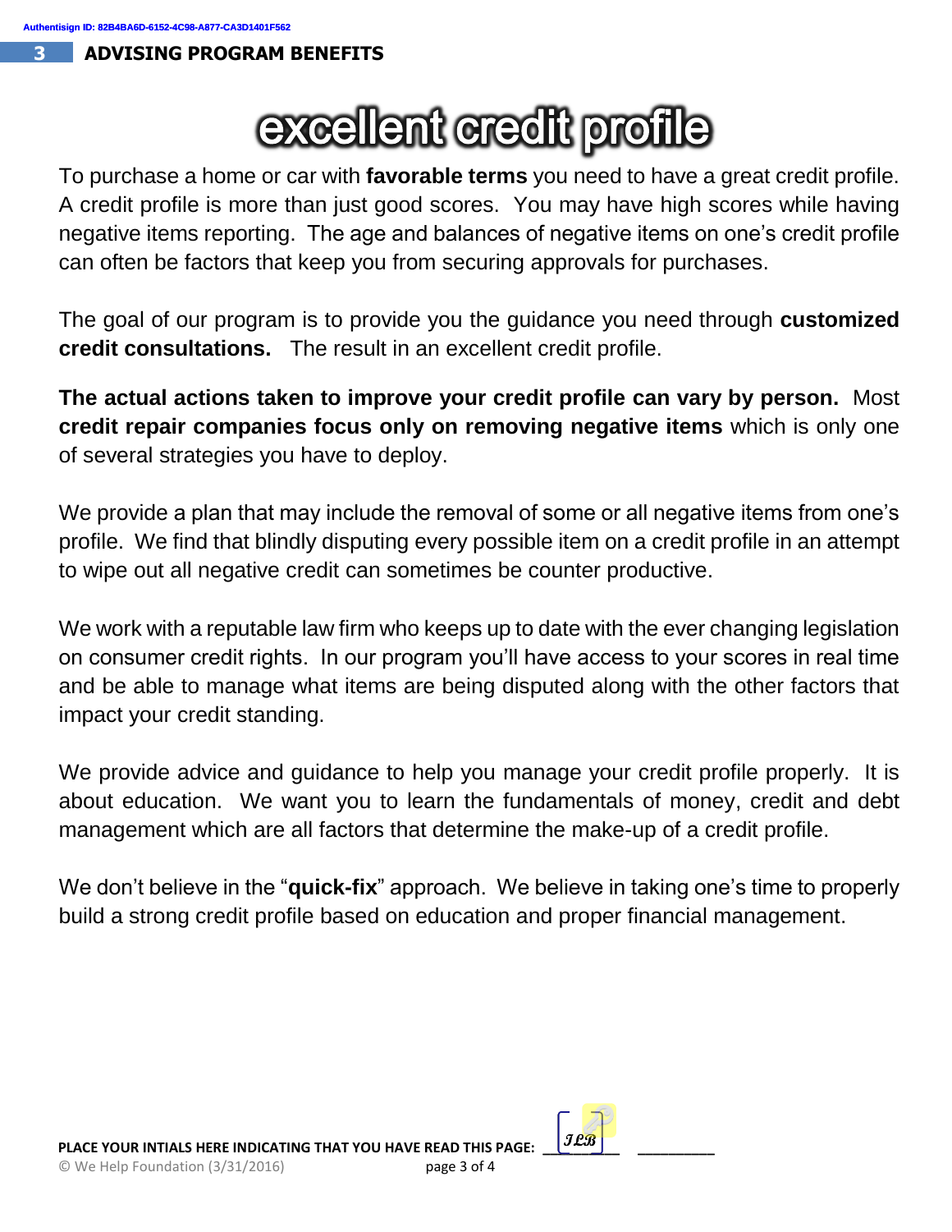## 3 ADVISING PROGRAM BENEFITS

# excellent credit profile

To purchase a home or car with **favorable terms** you need to have a great credit profile. A credit profile is more than just good scores. You may have high scores while having negative items reporting. The age and balances of negative items on one's credit profile can often be factors that keep you from securing approvals for purchases.

The goal of our program is to provide you the guidance you need through **customized credit consultations.** The result in an excellent credit profile.

**The actual actions taken to improve your credit profile can vary by person.** Most **credit repair companies focus only on removing negative items** which is only one of several strategies you have to deploy.

We provide a plan that may include the removal of some or all negative items from one's profile. We find that blindly disputing every possible item on a credit profile in an attempt to wipe out all negative credit can sometimes be counter productive.

We work with a reputable law firm who keeps up to date with the ever changing legislation on consumer credit rights. In our program you'll have access to your scores in real time and be able to manage what items are being disputed along with the other factors that impact your credit standing.

We provide advice and guidance to help you manage your credit profile properly. It is about education. We want you to learn the fundamentals of money, credit and debt management which are all factors that determine the make-up of a credit profile.

We don't believe in the "**quick-fix**" approach. We believe in taking one's time to properly build a strong credit profile based on education and proper financial management.

**PLACE YOUR INTIALS HERE INDICATING THAT YOU HAVE READ THIS PAGE:** JLB ________

© We Help Foundation (3/31/2016)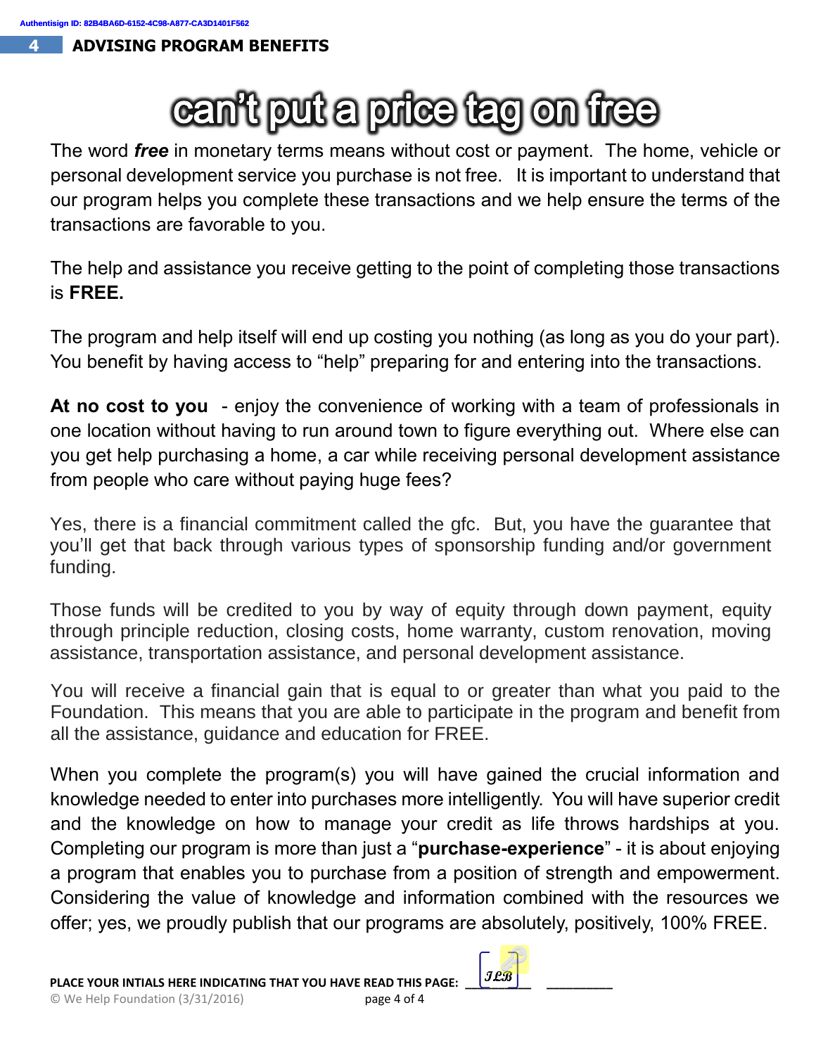Authentisign ID: 82B4BA6D-6152-4C98-A877-CA3D1401F562

## 4 ADVISING PROGRAM BENEFITS

# can't put a price tag on free

The word ***free*** in monetary terms means without cost or payment. The home, vehicle or personal development service you purchase is not free. It is important to understand that our program helps you complete these transactions and we help ensure the terms of the transactions are favorable to you.

The help and assistance you receive getting to the point of completing those transactions is **FREE.**

The program and help itself will end up costing you nothing (as long as you do your part). You benefit by having access to "help" preparing for and entering into the transactions.

**At no cost to you** - enjoy the convenience of working with a team of professionals in one location without having to run around town to figure everything out. Where else can you get help purchasing a home, a car while receiving personal development assistance from people who care without paying huge fees?

Yes, there is a financial commitment called the gfc. But, you have the guarantee that you'll get that back through various types of sponsorship funding and/or government funding.

Those funds will be credited to you by way of equity through down payment, equity through principle reduction, closing costs, home warranty, custom renovation, moving assistance, transportation assistance, and personal development assistance.

You will receive a financial gain that is equal to or greater than what you paid to the Foundation. This means that you are able to participate in the program and benefit from all the assistance, guidance and education for FREE.

When you complete the program(s) you will have gained the crucial information and knowledge needed to enter into purchases more intelligently. You will have superior credit and the knowledge on how to manage your credit as life throws hardships at you. Completing our program is more than just a "**purchase-experience**" - it is about enjoying a program that enables you to purchase from a position of strength and empowerment. Considering the value of knowledge and information combined with the resources we offer; yes, we proudly publish that our programs are absolutely, positively, 100% FREE.

**PLACE YOUR INTIALS HERE INDICATING THAT YOU HAVE READ THIS PAGE:** JLB ________

© We Help Foundation (3/31/2016)